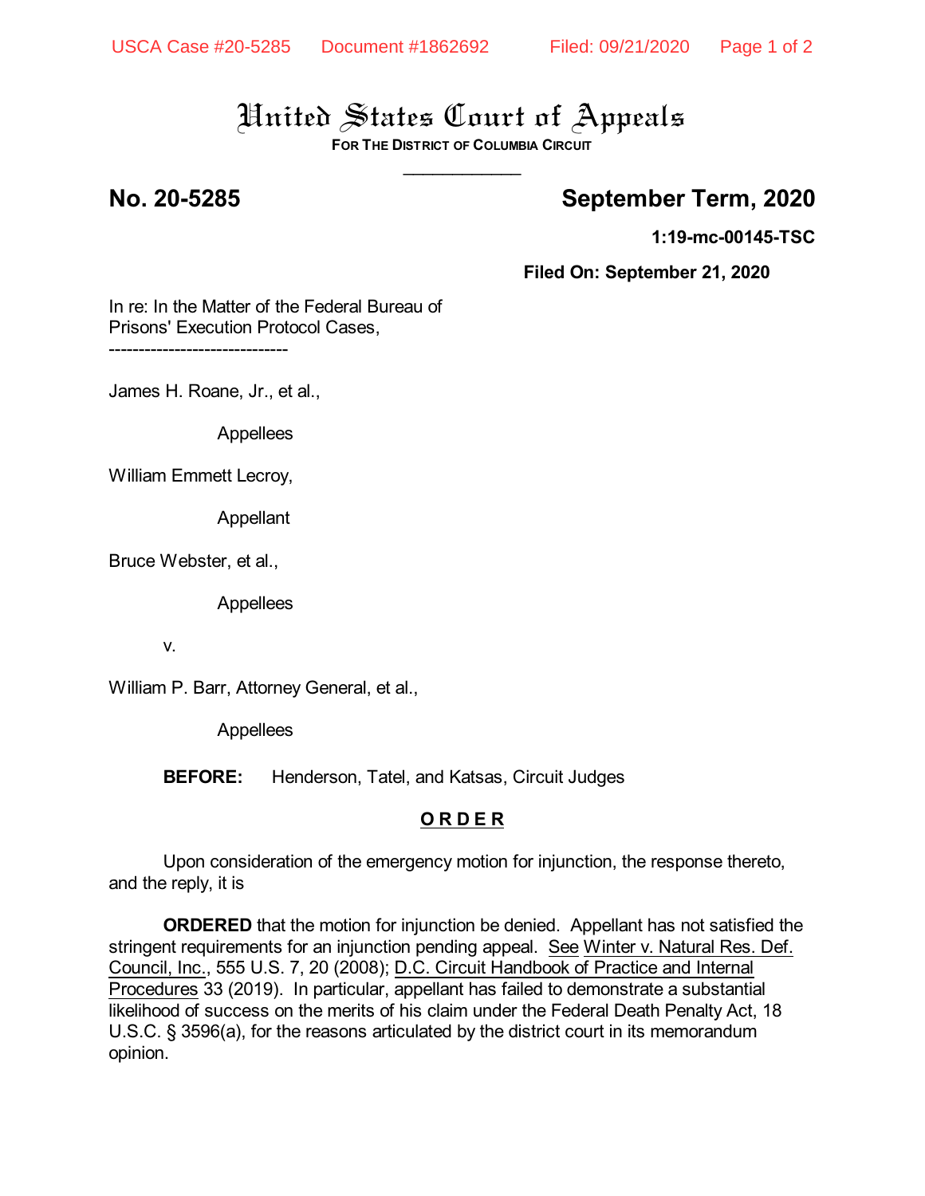# United States Court of Appeals

**FOR THE DISTRICT OF COLUMBIA CIRCUIT**

____________

## No. 20-5285 September Term, 2020

**1:19-mc-00145-TSC**

**Filed On: September 21, 2020**

In re: In the Matter of the Federal Bureau of Prisons' Execution Protocol Cases,

------------------------------

James H. Roane, Jr., et al.,

Appellees

William Emmett Lecroy,

Appellant

Bruce Webster, et al.,

Appellees

v.

William P. Barr, Attorney General, et al.,

Appellees

**BEFORE:** Henderson, Tatel, and Katsas, Circuit Judges

**O R D E R**

Upon consideration of the emergency motion for injunction, the response thereto, and the reply, it is

**ORDERED** that the motion for injunction be denied. Appellant has not satisfied the stringent requirements for an injunction pending appeal. See Winter v. Natural Res. Def. Council, Inc., 555 U.S. 7, 20 (2008); D.C. Circuit Handbook of Practice and Internal Procedures 33 (2019). In particular, appellant has failed to demonstrate a substantial likelihood of success on the merits of his claim under the Federal Death Penalty Act, 18 U.S.C. § 3596(a), for the reasons articulated by the district court in its memorandum opinion.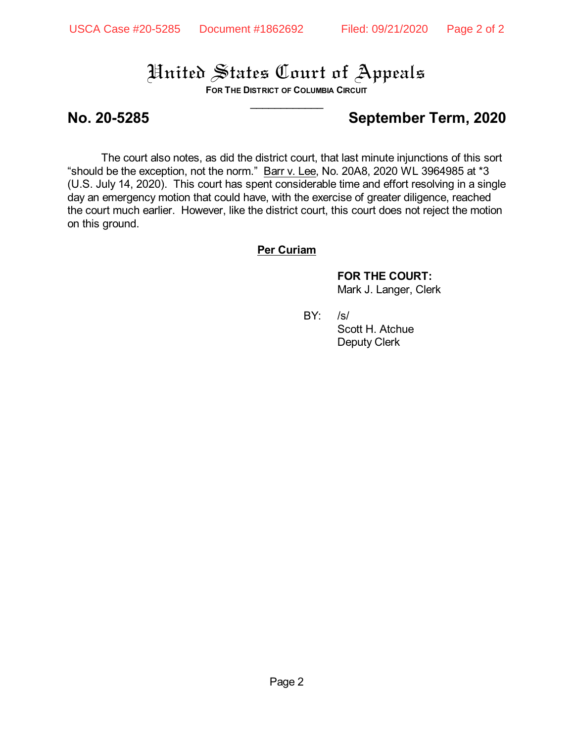# United States Court of Appeals

**FOR THE DISTRICT OF COLUMBIA CIRCUIT**

\_\_\_\_\_\_\_\_\_\_\_\_

**No. 20-5285** **September Term, 2020**

The court also notes, as did the district court, that last minute injunctions of this sort "should be the exception, not the norm." Barr v. Lee, No. 20A8, 2020 WL 3964985 at *3 (U.S. July 14, 2020). This court has spent considerable time and effort resolving in a single day an emergency motion that could have, with the exercise of greater diligence, reached the court much earlier. However, like the district court, this court does not reject the motion on this ground.

**Per Curiam**

**FOR THE COURT:**
Mark J. Langer, Clerk

BY: /s/
Scott H. Atchue
Deputy Clerk